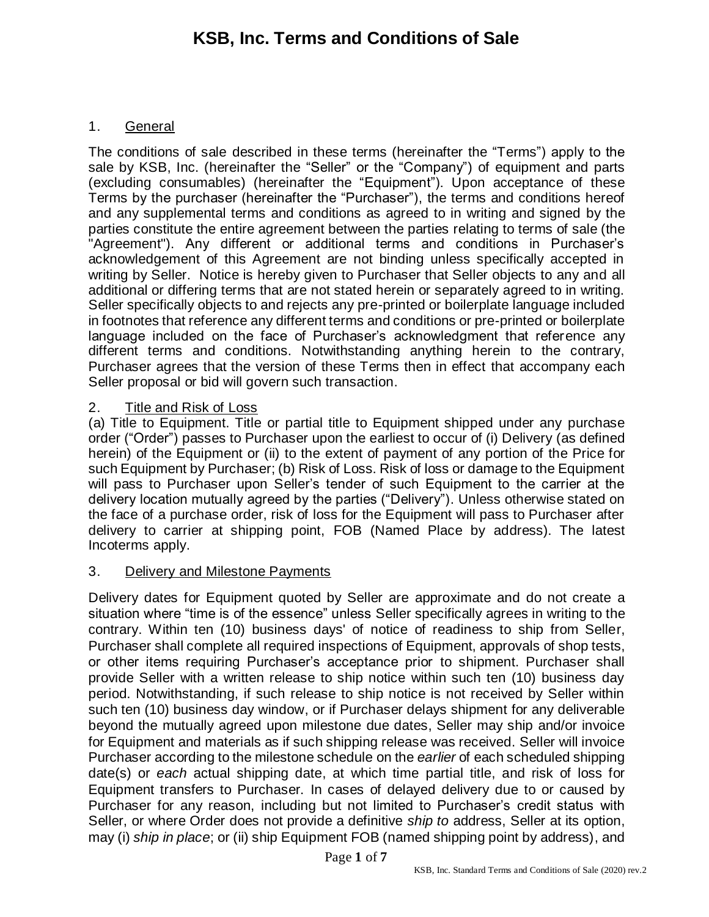# KSB, Inc. Terms and Conditions of Sale

1. General

The conditions of sale described in these terms (hereinafter the "Terms") apply to the sale by KSB, Inc. (hereinafter the "Seller" or the "Company") of equipment and parts (excluding consumables) (hereinafter the "Equipment"). Upon acceptance of these Terms by the purchaser (hereinafter the "Purchaser"), the terms and conditions hereof and any supplemental terms and conditions as agreed to in writing and signed by the parties constitute the entire agreement between the parties relating to terms of sale (the "Agreement"). Any different or additional terms and conditions in Purchaser's acknowledgement of this Agreement are not binding unless specifically accepted in writing by Seller. Notice is hereby given to Purchaser that Seller objects to any and all additional or differing terms that are not stated herein or separately agreed to in writing. Seller specifically objects to and rejects any pre-printed or boilerplate language included in footnotes that reference any different terms and conditions or pre-printed or boilerplate language included on the face of Purchaser's acknowledgment that reference any different terms and conditions. Notwithstanding anything herein to the contrary, Purchaser agrees that the version of these Terms then in effect that accompany each Seller proposal or bid will govern such transaction.

2. Title and Risk of Loss

(a) Title to Equipment. Title or partial title to Equipment shipped under any purchase order ("Order") passes to Purchaser upon the earliest to occur of (i) Delivery (as defined herein) of the Equipment or (ii) to the extent of payment of any portion of the Price for such Equipment by Purchaser; (b) Risk of Loss. Risk of loss or damage to the Equipment will pass to Purchaser upon Seller's tender of such Equipment to the carrier at the delivery location mutually agreed by the parties ("Delivery"). Unless otherwise stated on the face of a purchase order, risk of loss for the Equipment will pass to Purchaser after delivery to carrier at shipping point, FOB (Named Place by address). The latest Incoterms apply.

3. Delivery and Milestone Payments

Delivery dates for Equipment quoted by Seller are approximate and do not create a situation where "time is of the essence" unless Seller specifically agrees in writing to the contrary. Within ten (10) business days' of notice of readiness to ship from Seller, Purchaser shall complete all required inspections of Equipment, approvals of shop tests, or other items requiring Purchaser's acceptance prior to shipment. Purchaser shall provide Seller with a written release to ship notice within such ten (10) business day period. Notwithstanding, if such release to ship notice is not received by Seller within such ten (10) business day window, or if Purchaser delays shipment for any deliverable beyond the mutually agreed upon milestone due dates, Seller may ship and/or invoice for Equipment and materials as if such shipping release was received. Seller will invoice Purchaser according to the milestone schedule on the *earlier* of each scheduled shipping date(s) or *each* actual shipping date, at which time partial title, and risk of loss for Equipment transfers to Purchaser. In cases of delayed delivery due to or caused by Purchaser for any reason, including but not limited to Purchaser's credit status with Seller, or where Order does not provide a definitive *ship to* address, Seller at its option, may (i) *ship in place*; or (ii) ship Equipment FOB (named shipping point by address), and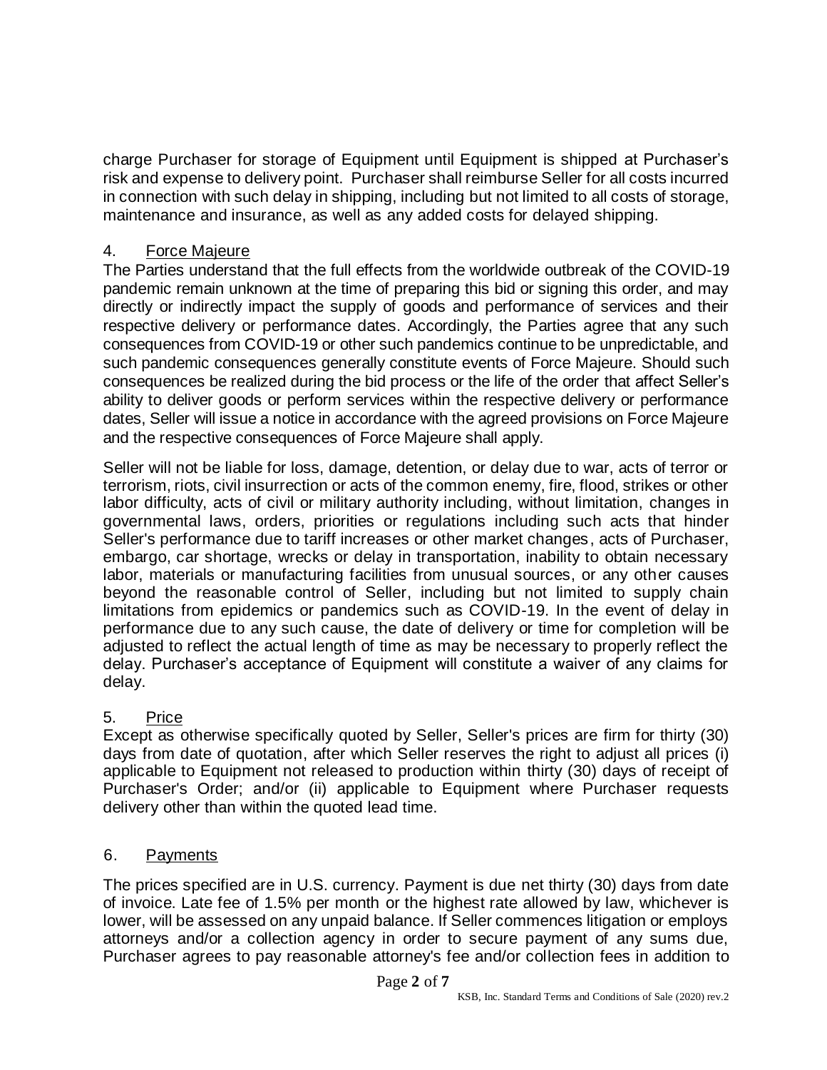charge Purchaser for storage of Equipment until Equipment is shipped at Purchaser's risk and expense to delivery point. Purchaser shall reimburse Seller for all costs incurred in connection with such delay in shipping, including but not limited to all costs of storage, maintenance and insurance, as well as any added costs for delayed shipping.

## 4. Force Majeure

The Parties understand that the full effects from the worldwide outbreak of the COVID-19 pandemic remain unknown at the time of preparing this bid or signing this order, and may directly or indirectly impact the supply of goods and performance of services and their respective delivery or performance dates. Accordingly, the Parties agree that any such consequences from COVID-19 or other such pandemics continue to be unpredictable, and such pandemic consequences generally constitute events of Force Majeure. Should such consequences be realized during the bid process or the life of the order that affect Seller's ability to deliver goods or perform services within the respective delivery or performance dates, Seller will issue a notice in accordance with the agreed provisions on Force Majeure and the respective consequences of Force Majeure shall apply.

Seller will not be liable for loss, damage, detention, or delay due to war, acts of terror or terrorism, riots, civil insurrection or acts of the common enemy, fire, flood, strikes or other labor difficulty, acts of civil or military authority including, without limitation, changes in governmental laws, orders, priorities or regulations including such acts that hinder Seller's performance due to tariff increases or other market changes, acts of Purchaser, embargo, car shortage, wrecks or delay in transportation, inability to obtain necessary labor, materials or manufacturing facilities from unusual sources, or any other causes beyond the reasonable control of Seller, including but not limited to supply chain limitations from epidemics or pandemics such as COVID-19. In the event of delay in performance due to any such cause, the date of delivery or time for completion will be adjusted to reflect the actual length of time as may be necessary to properly reflect the delay. Purchaser's acceptance of Equipment will constitute a waiver of any claims for delay.

## 5. Price

Except as otherwise specifically quoted by Seller, Seller's prices are firm for thirty (30) days from date of quotation, after which Seller reserves the right to adjust all prices (i) applicable to Equipment not released to production within thirty (30) days of receipt of Purchaser's Order; and/or (ii) applicable to Equipment where Purchaser requests delivery other than within the quoted lead time.

## 6. Payments

The prices specified are in U.S. currency. Payment is due net thirty (30) days from date of invoice. Late fee of 1.5% per month or the highest rate allowed by law, whichever is lower, will be assessed on any unpaid balance. If Seller commences litigation or employs attorneys and/or a collection agency in order to secure payment of any sums due, Purchaser agrees to pay reasonable attorney's fee and/or collection fees in addition to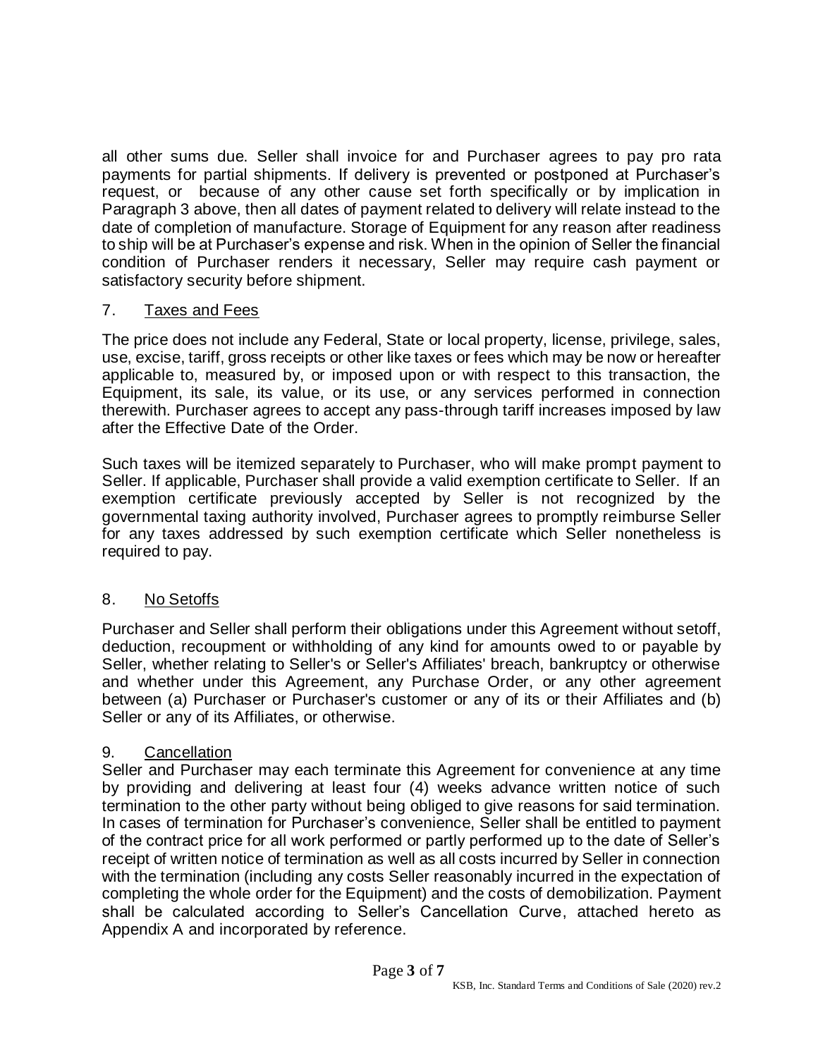all other sums due. Seller shall invoice for and Purchaser agrees to pay pro rata payments for partial shipments. If delivery is prevented or postponed at Purchaser's request, or because of any other cause set forth specifically or by implication in Paragraph 3 above, then all dates of payment related to delivery will relate instead to the date of completion of manufacture. Storage of Equipment for any reason after readiness to ship will be at Purchaser's expense and risk. When in the opinion of Seller the financial condition of Purchaser renders it necessary, Seller may require cash payment or satisfactory security before shipment.

7. Taxes and Fees

The price does not include any Federal, State or local property, license, privilege, sales, use, excise, tariff, gross receipts or other like taxes or fees which may be now or hereafter applicable to, measured by, or imposed upon or with respect to this transaction, the Equipment, its sale, its value, or its use, or any services performed in connection therewith. Purchaser agrees to accept any pass-through tariff increases imposed by law after the Effective Date of the Order.

Such taxes will be itemized separately to Purchaser, who will make prompt payment to Seller. If applicable, Purchaser shall provide a valid exemption certificate to Seller. If an exemption certificate previously accepted by Seller is not recognized by the governmental taxing authority involved, Purchaser agrees to promptly reimburse Seller for any taxes addressed by such exemption certificate which Seller nonetheless is required to pay.

8. No Setoffs

Purchaser and Seller shall perform their obligations under this Agreement without setoff, deduction, recoupment or withholding of any kind for amounts owed to or payable by Seller, whether relating to Seller's or Seller's Affiliates' breach, bankruptcy or otherwise and whether under this Agreement, any Purchase Order, or any other agreement between (a) Purchaser or Purchaser's customer or any of its or their Affiliates and (b) Seller or any of its Affiliates, or otherwise.

9. Cancellation

Seller and Purchaser may each terminate this Agreement for convenience at any time by providing and delivering at least four (4) weeks advance written notice of such termination to the other party without being obliged to give reasons for said termination. In cases of termination for Purchaser's convenience, Seller shall be entitled to payment of the contract price for all work performed or partly performed up to the date of Seller's receipt of written notice of termination as well as all costs incurred by Seller in connection with the termination (including any costs Seller reasonably incurred in the expectation of completing the whole order for the Equipment) and the costs of demobilization. Payment shall be calculated according to Seller's Cancellation Curve, attached hereto as Appendix A and incorporated by reference.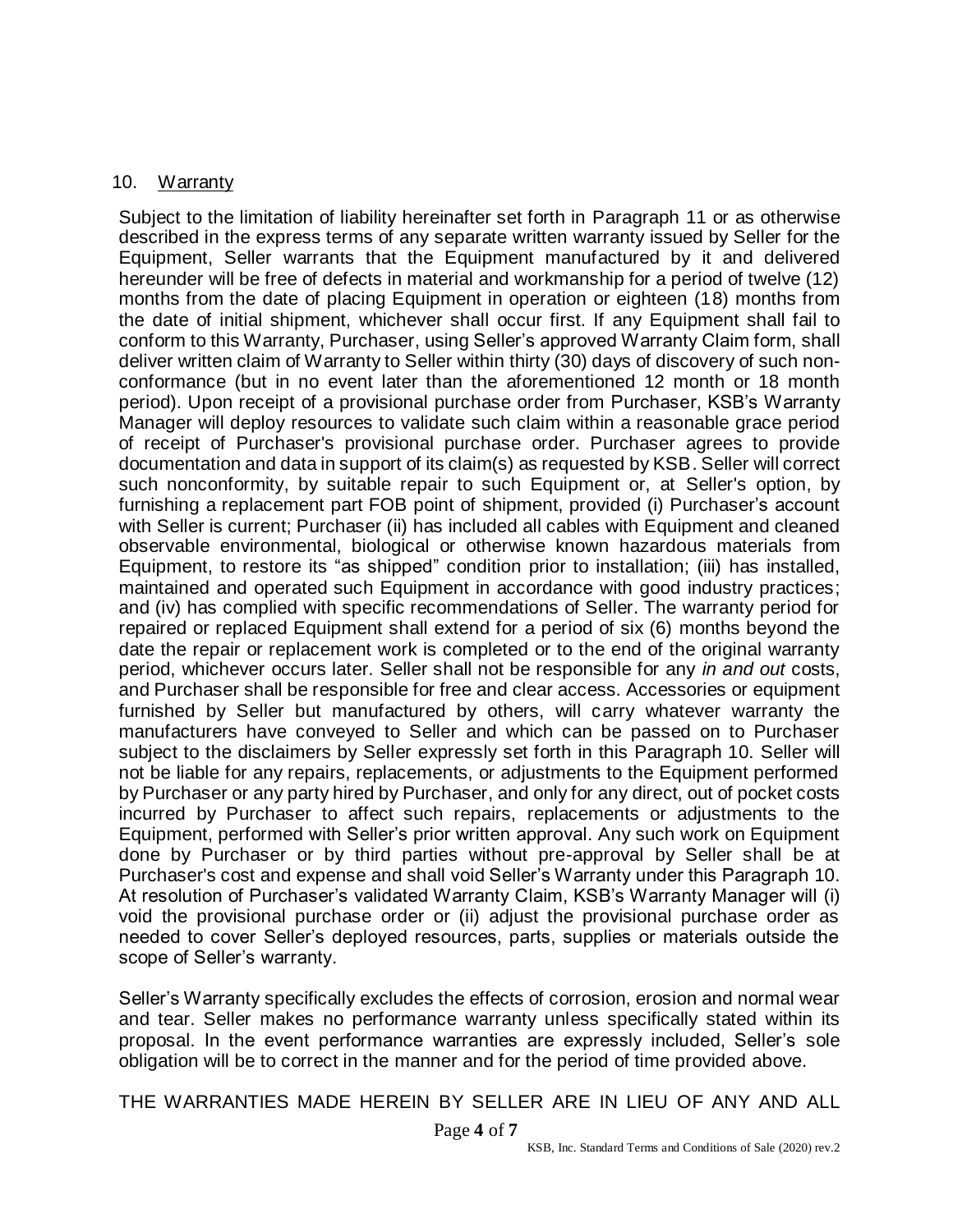10. Warranty

Subject to the limitation of liability hereinafter set forth in Paragraph 11 or as otherwise described in the express terms of any separate written warranty issued by Seller for the Equipment, Seller warrants that the Equipment manufactured by it and delivered hereunder will be free of defects in material and workmanship for a period of twelve (12) months from the date of placing Equipment in operation or eighteen (18) months from the date of initial shipment, whichever shall occur first. If any Equipment shall fail to conform to this Warranty, Purchaser, using Seller's approved Warranty Claim form, shall deliver written claim of Warranty to Seller within thirty (30) days of discovery of such non-conformance (but in no event later than the aforementioned 12 month or 18 month period). Upon receipt of a provisional purchase order from Purchaser, KSB's Warranty Manager will deploy resources to validate such claim within a reasonable grace period of receipt of Purchaser's provisional purchase order. Purchaser agrees to provide documentation and data in support of its claim(s) as requested by KSB. Seller will correct such nonconformity, by suitable repair to such Equipment or, at Seller's option, by furnishing a replacement part FOB point of shipment, provided (i) Purchaser's account with Seller is current; Purchaser (ii) has included all cables with Equipment and cleaned observable environmental, biological or otherwise known hazardous materials from Equipment, to restore its "as shipped" condition prior to installation; (iii) has installed, maintained and operated such Equipment in accordance with good industry practices; and (iv) has complied with specific recommendations of Seller. The warranty period for repaired or replaced Equipment shall extend for a period of six (6) months beyond the date the repair or replacement work is completed or to the end of the original warranty period, whichever occurs later. Seller shall not be responsible for any *in and out* costs, and Purchaser shall be responsible for free and clear access. Accessories or equipment furnished by Seller but manufactured by others, will carry whatever warranty the manufacturers have conveyed to Seller and which can be passed on to Purchaser subject to the disclaimers by Seller expressly set forth in this Paragraph 10. Seller will not be liable for any repairs, replacements, or adjustments to the Equipment performed by Purchaser or any party hired by Purchaser, and only for any direct, out of pocket costs incurred by Purchaser to affect such repairs, replacements or adjustments to the Equipment, performed with Seller's prior written approval. Any such work on Equipment done by Purchaser or by third parties without pre-approval by Seller shall be at Purchaser's cost and expense and shall void Seller's Warranty under this Paragraph 10. At resolution of Purchaser's validated Warranty Claim, KSB's Warranty Manager will (i) void the provisional purchase order or (ii) adjust the provisional purchase order as needed to cover Seller's deployed resources, parts, supplies or materials outside the scope of Seller's warranty.

Seller's Warranty specifically excludes the effects of corrosion, erosion and normal wear and tear. Seller makes no performance warranty unless specifically stated within its proposal. In the event performance warranties are expressly included, Seller's sole obligation will be to correct in the manner and for the period of time provided above.

THE WARRANTIES MADE HEREIN BY SELLER ARE IN LIEU OF ANY AND ALL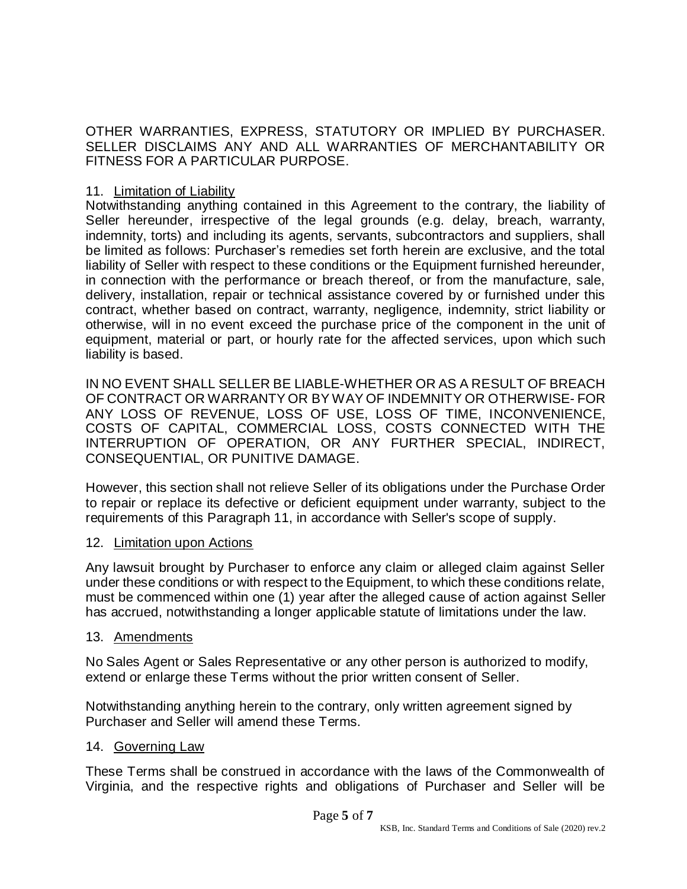OTHER WARRANTIES, EXPRESS, STATUTORY OR IMPLIED BY PURCHASER. SELLER DISCLAIMS ANY AND ALL WARRANTIES OF MERCHANTABILITY OR FITNESS FOR A PARTICULAR PURPOSE.

11. Limitation of Liability

Notwithstanding anything contained in this Agreement to the contrary, the liability of Seller hereunder, irrespective of the legal grounds (e.g. delay, breach, warranty, indemnity, torts) and including its agents, servants, subcontractors and suppliers, shall be limited as follows: Purchaser's remedies set forth herein are exclusive, and the total liability of Seller with respect to these conditions or the Equipment furnished hereunder, in connection with the performance or breach thereof, or from the manufacture, sale, delivery, installation, repair or technical assistance covered by or furnished under this contract, whether based on contract, warranty, negligence, indemnity, strict liability or otherwise, will in no event exceed the purchase price of the component in the unit of equipment, material or part, or hourly rate for the affected services, upon which such liability is based.

IN NO EVENT SHALL SELLER BE LIABLE-WHETHER OR AS A RESULT OF BREACH OF CONTRACT OR WARRANTY OR BY WAY OF INDEMNITY OR OTHERWISE- FOR ANY LOSS OF REVENUE, LOSS OF USE, LOSS OF TIME, INCONVENIENCE, COSTS OF CAPITAL, COMMERCIAL LOSS, COSTS CONNECTED WITH THE INTERRUPTION OF OPERATION, OR ANY FURTHER SPECIAL, INDIRECT, CONSEQUENTIAL, OR PUNITIVE DAMAGE.

However, this section shall not relieve Seller of its obligations under the Purchase Order to repair or replace its defective or deficient equipment under warranty, subject to the requirements of this Paragraph 11, in accordance with Seller's scope of supply.

12. Limitation upon Actions

Any lawsuit brought by Purchaser to enforce any claim or alleged claim against Seller under these conditions or with respect to the Equipment, to which these conditions relate, must be commenced within one (1) year after the alleged cause of action against Seller has accrued, notwithstanding a longer applicable statute of limitations under the law.

13. Amendments

No Sales Agent or Sales Representative or any other person is authorized to modify, extend or enlarge these Terms without the prior written consent of Seller.

Notwithstanding anything herein to the contrary, only written agreement signed by Purchaser and Seller will amend these Terms.

14. Governing Law

These Terms shall be construed in accordance with the laws of the Commonwealth of Virginia, and the respective rights and obligations of Purchaser and Seller will be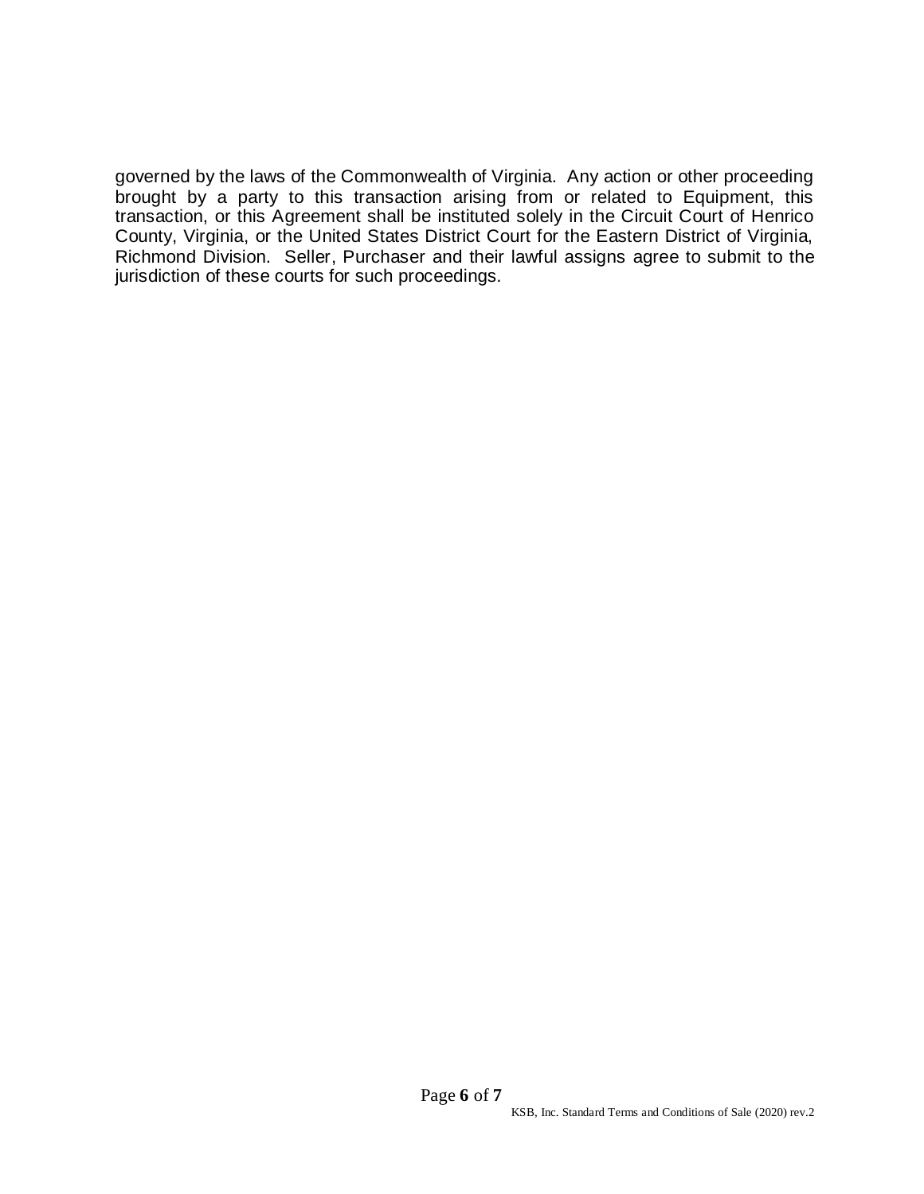governed by the laws of the Commonwealth of Virginia. Any action or other proceeding brought by a party to this transaction arising from or related to Equipment, this transaction, or this Agreement shall be instituted solely in the Circuit Court of Henrico County, Virginia, or the United States District Court for the Eastern District of Virginia, Richmond Division. Seller, Purchaser and their lawful assigns agree to submit to the jurisdiction of these courts for such proceedings.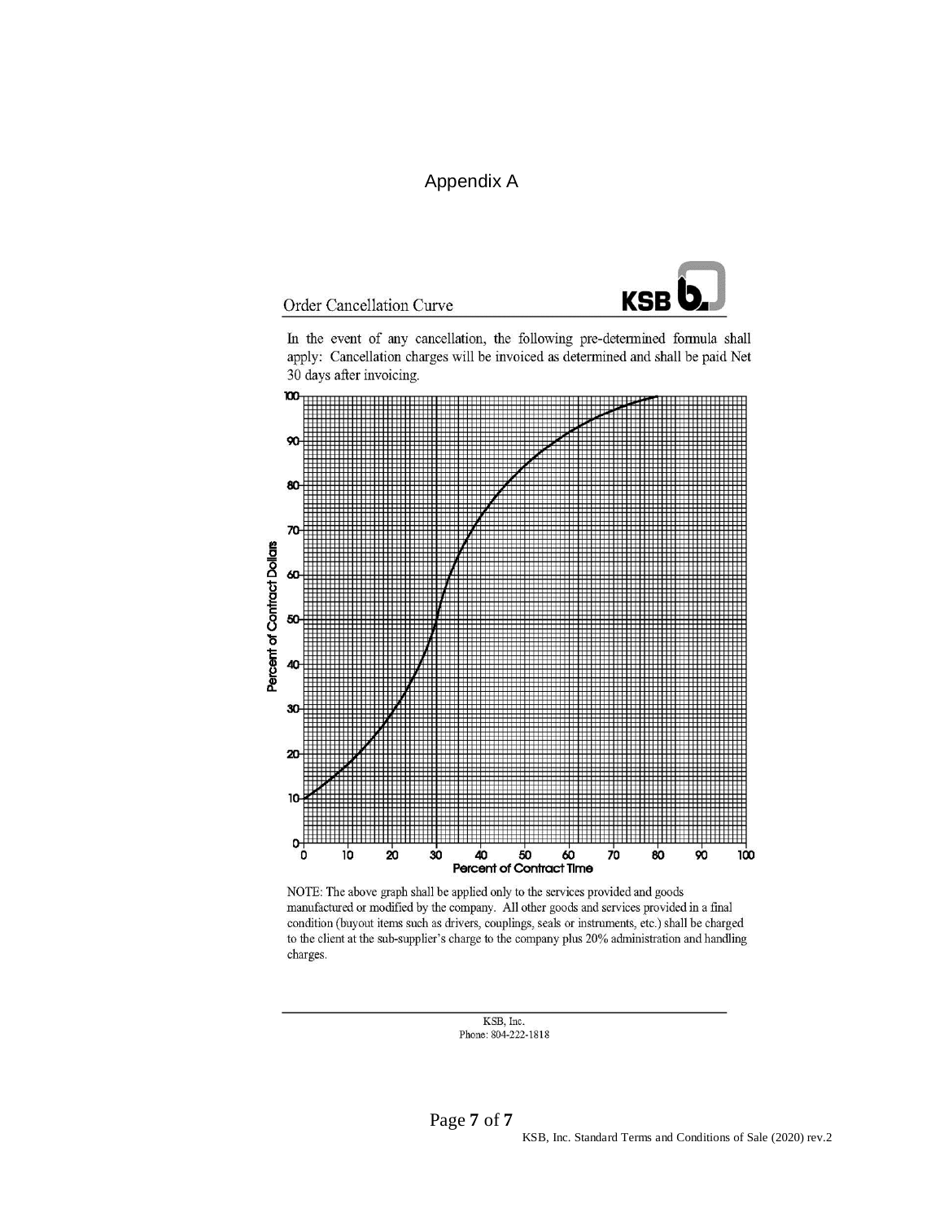# Appendix A

## Order Cancellation Curve

KSB

In the event of any cancellation, the following pre-determined formula shall apply: Cancellation charges will be invoiced as determined and shall be paid Net 30 days after invoicing.

Percent of Contract Dollars

0
10
20
30
40
50
60
70
80
90
100

Percent of Contract Time

0
10
20
30
40
50
60
70
80
90
100

NOTE: The above graph shall be applied only to the services provided and goods manufactured or modified by the company. All other goods and services provided in a final condition (buyout items such as drivers, couplings, seals or instruments, etc.) shall be charged to the client at the sub-supplier's charge to the company plus 20% administration and handling charges.

KSB, Inc.
Phone: 804-222-1818

KSB, Inc. Standard Terms and Conditions of Sale (2020) rev.2